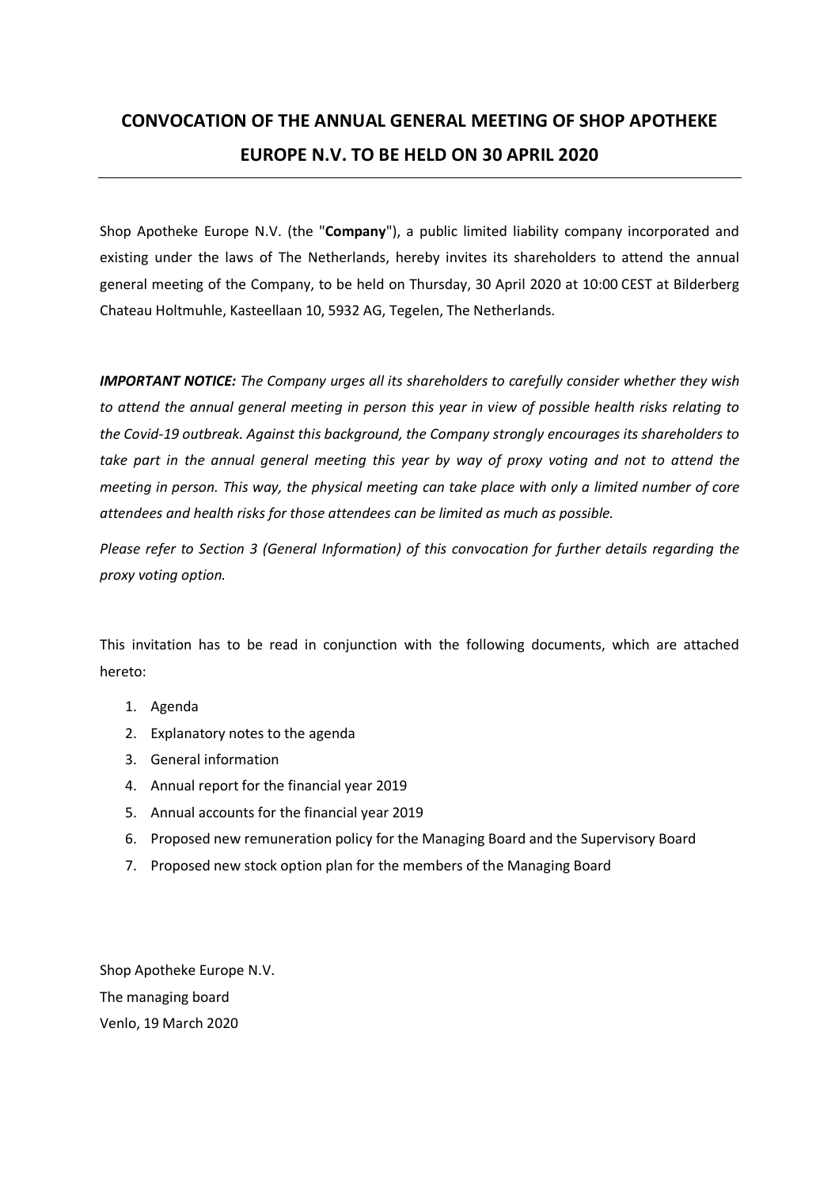# CONVOCATION OF THE ANNUAL GENERAL MEETING OF SHOP APOTHEKE EUROPE N.V. TO BE HELD ON 30 APRIL 2020

Shop Apotheke Europe N.V. (the "**Company**"), a public limited liability company incorporated and existing under the laws of The Netherlands, hereby invites its shareholders to attend the annual general meeting of the Company, to be held on Thursday, 30 April 2020 at 10:00 CEST at Bilderberg Chateau Holtmuhle, Kasteellaan 10, 5932 AG, Tegelen, The Netherlands.

***IMPORTANT NOTICE:*** *The Company urges all its shareholders to carefully consider whether they wish to attend the annual general meeting in person this year in view of possible health risks relating to the Covid-19 outbreak. Against this background, the Company strongly encourages its shareholders to take part in the annual general meeting this year by way of proxy voting and not to attend the meeting in person. This way, the physical meeting can take place with only a limited number of core attendees and health risks for those attendees can be limited as much as possible.*

*Please refer to Section 3 (General Information) of this convocation for further details regarding the proxy voting option.*

This invitation has to be read in conjunction with the following documents, which are attached hereto:

1. Agenda
2. Explanatory notes to the agenda
3. General information
4. Annual report for the financial year 2019
5. Annual accounts for the financial year 2019
6. Proposed new remuneration policy for the Managing Board and the Supervisory Board
7. Proposed new stock option plan for the members of the Managing Board

Shop Apotheke Europe N.V.
The managing board
Venlo, 19 March 2020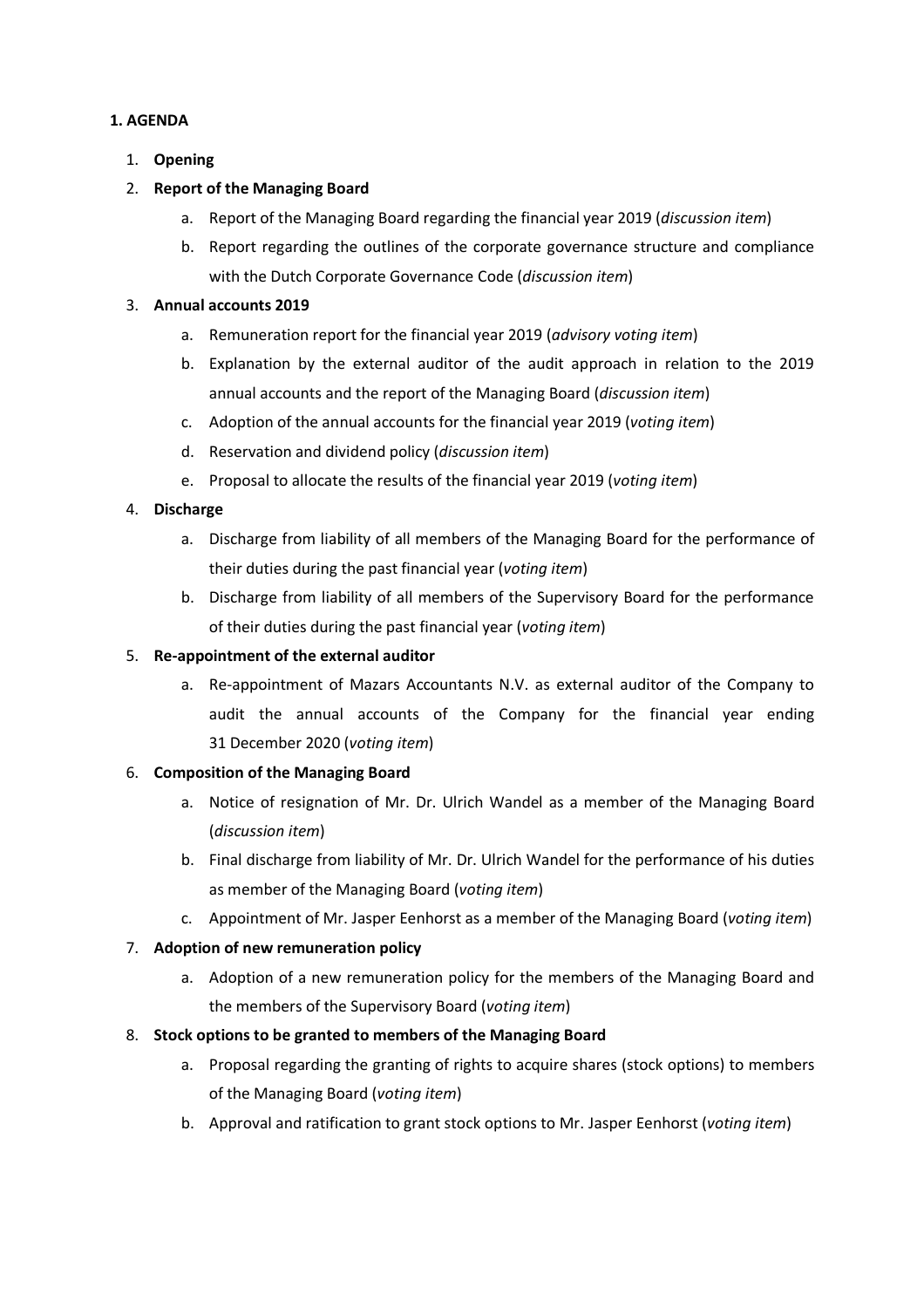## 1. AGENDA

1. **Opening**
2. **Report of the Managing Board**
    a. Report of the Managing Board regarding the financial year 2019 (*discussion item*)
    b. Report regarding the outlines of the corporate governance structure and compliance with the Dutch Corporate Governance Code (*discussion item*)
3. **Annual accounts 2019**
    a. Remuneration report for the financial year 2019 (*advisory voting item*)
    b. Explanation by the external auditor of the audit approach in relation to the 2019 annual accounts and the report of the Managing Board (*discussion item*)
    c. Adoption of the annual accounts for the financial year 2019 (*voting item*)
    d. Reservation and dividend policy (*discussion item*)
    e. Proposal to allocate the results of the financial year 2019 (*voting item*)
4. **Discharge**
    a. Discharge from liability of all members of the Managing Board for the performance of their duties during the past financial year (*voting item*)
    b. Discharge from liability of all members of the Supervisory Board for the performance of their duties during the past financial year (*voting item*)
5. **Re-appointment of the external auditor**
    a. Re-appointment of Mazars Accountants N.V. as external auditor of the Company to audit the annual accounts of the Company for the financial year ending 31 December 2020 (*voting item*)
6. **Composition of the Managing Board**
    a. Notice of resignation of Mr. Dr. Ulrich Wandel as a member of the Managing Board (*discussion item*)
    b. Final discharge from liability of Mr. Dr. Ulrich Wandel for the performance of his duties as member of the Managing Board (*voting item*)
    c. Appointment of Mr. Jasper Eenhorst as a member of the Managing Board (*voting item*)
7. **Adoption of new remuneration policy**
    a. Adoption of a new remuneration policy for the members of the Managing Board and the members of the Supervisory Board (*voting item*)
8. **Stock options to be granted to members of the Managing Board**
    a. Proposal regarding the granting of rights to acquire shares (stock options) to members of the Managing Board (*voting item*)
    b. Approval and ratification to grant stock options to Mr. Jasper Eenhorst (*voting item*)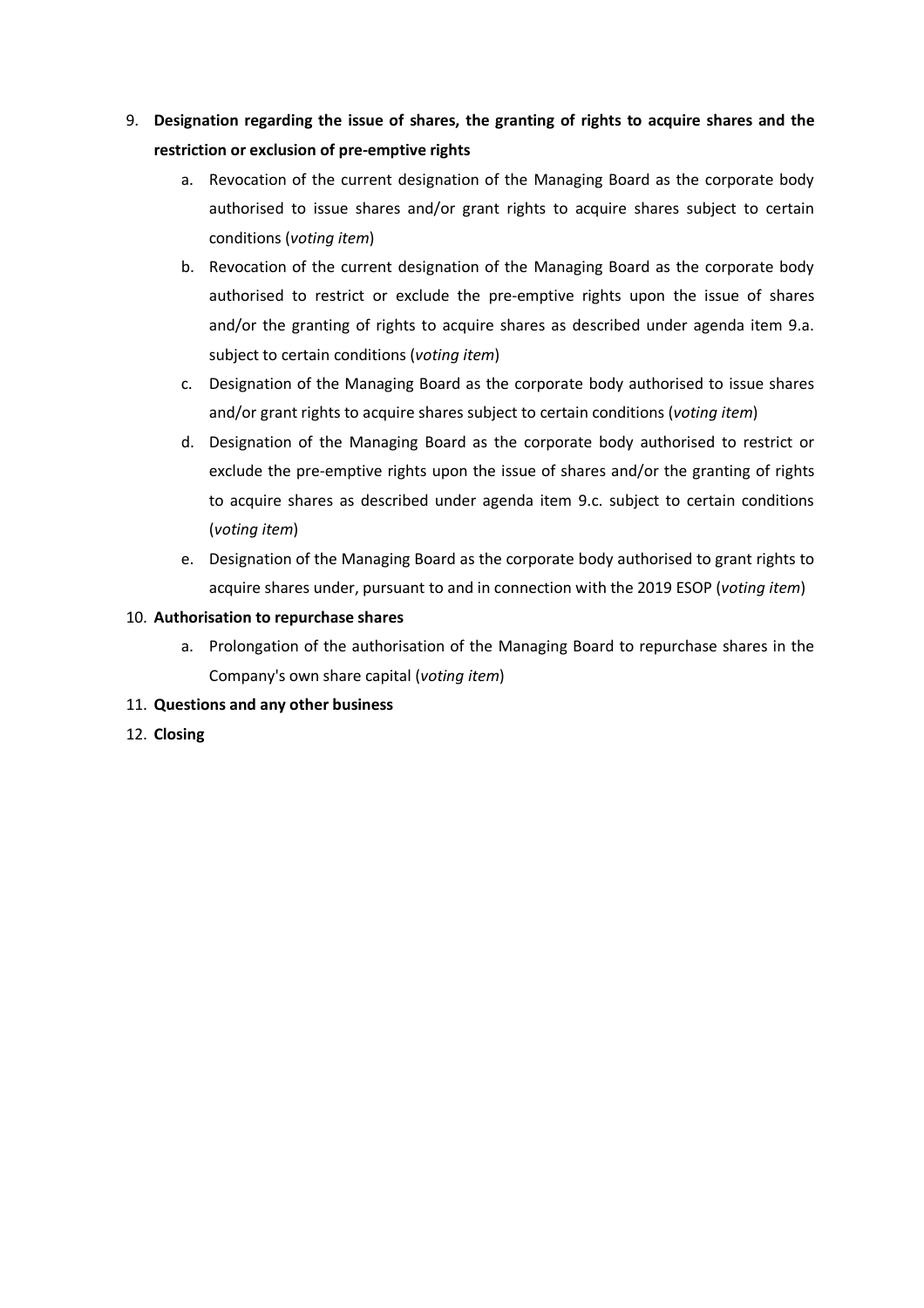9. **Designation regarding the issue of shares, the granting of rights to acquire shares and the restriction or exclusion of pre-emptive rights**
   a. Revocation of the current designation of the Managing Board as the corporate body authorised to issue shares and/or grant rights to acquire shares subject to certain conditions (*voting item*)
   b. Revocation of the current designation of the Managing Board as the corporate body authorised to restrict or exclude the pre-emptive rights upon the issue of shares and/or the granting of rights to acquire shares as described under agenda item 9.a. subject to certain conditions (*voting item*)
   c. Designation of the Managing Board as the corporate body authorised to issue shares and/or grant rights to acquire shares subject to certain conditions (*voting item*)
   d. Designation of the Managing Board as the corporate body authorised to restrict or exclude the pre-emptive rights upon the issue of shares and/or the granting of rights to acquire shares as described under agenda item 9.c. subject to certain conditions (*voting item*)
   e. Designation of the Managing Board as the corporate body authorised to grant rights to acquire shares under, pursuant to and in connection with the 2019 ESOP (*voting item*)
10. **Authorisation to repurchase shares**
    a. Prolongation of the authorisation of the Managing Board to repurchase shares in the Company's own share capital (*voting item*)
11. **Questions and any other business**
12. **Closing**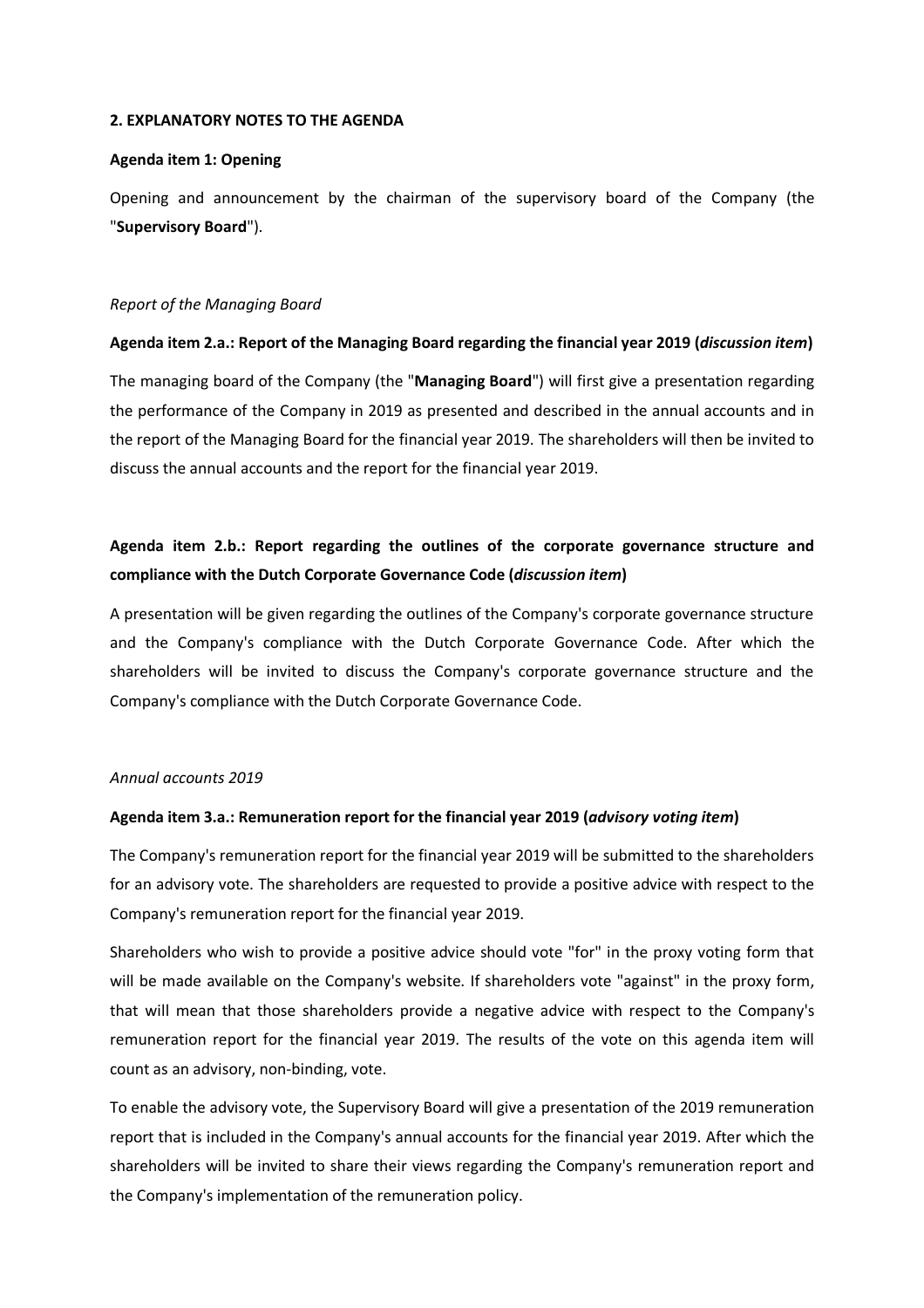## 2. EXPLANATORY NOTES TO THE AGENDA

**Agenda item 1: Opening**

Opening and announcement by the chairman of the supervisory board of the Company (the "**Supervisory Board**").

*Report of the Managing Board*

**Agenda item 2.a.: Report of the Managing Board regarding the financial year 2019 (*discussion item*)**

The managing board of the Company (the "**Managing Board**") will first give a presentation regarding the performance of the Company in 2019 as presented and described in the annual accounts and in the report of the Managing Board for the financial year 2019. The shareholders will then be invited to discuss the annual accounts and the report for the financial year 2019.

**Agenda item 2.b.: Report regarding the outlines of the corporate governance structure and compliance with the Dutch Corporate Governance Code (*discussion item*)**

A presentation will be given regarding the outlines of the Company's corporate governance structure and the Company's compliance with the Dutch Corporate Governance Code. After which the shareholders will be invited to discuss the Company's corporate governance structure and the Company's compliance with the Dutch Corporate Governance Code.

*Annual accounts 2019*

**Agenda item 3.a.: Remuneration report for the financial year 2019 (*advisory voting item*)**

The Company's remuneration report for the financial year 2019 will be submitted to the shareholders for an advisory vote. The shareholders are requested to provide a positive advice with respect to the Company's remuneration report for the financial year 2019.

Shareholders who wish to provide a positive advice should vote "for" in the proxy voting form that will be made available on the Company's website. If shareholders vote "against" in the proxy form, that will mean that those shareholders provide a negative advice with respect to the Company's remuneration report for the financial year 2019. The results of the vote on this agenda item will count as an advisory, non-binding, vote.

To enable the advisory vote, the Supervisory Board will give a presentation of the 2019 remuneration report that is included in the Company's annual accounts for the financial year 2019. After which the shareholders will be invited to share their views regarding the Company's remuneration report and the Company's implementation of the remuneration policy.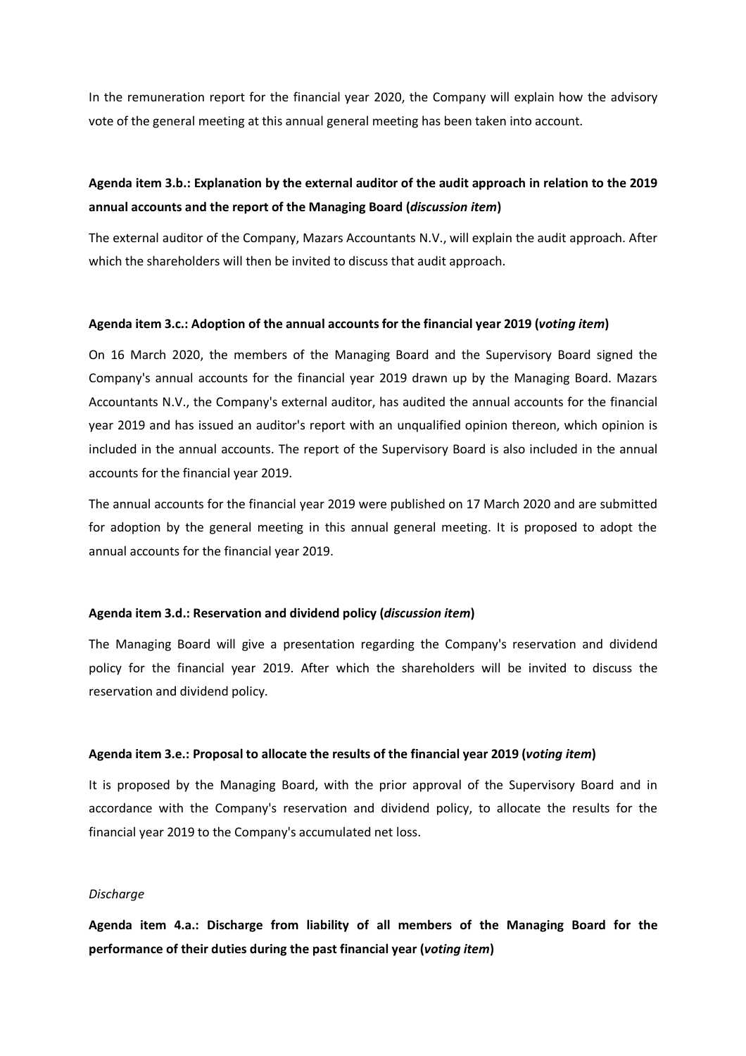In the remuneration report for the financial year 2020, the Company will explain how the advisory vote of the general meeting at this annual general meeting has been taken into account.

**Agenda item 3.b.: Explanation by the external auditor of the audit approach in relation to the 2019 annual accounts and the report of the Managing Board (*discussion item*)**

The external auditor of the Company, Mazars Accountants N.V., will explain the audit approach. After which the shareholders will then be invited to discuss that audit approach.

**Agenda item 3.c.: Adoption of the annual accounts for the financial year 2019 (*voting item*)**

On 16 March 2020, the members of the Managing Board and the Supervisory Board signed the Company's annual accounts for the financial year 2019 drawn up by the Managing Board. Mazars Accountants N.V., the Company's external auditor, has audited the annual accounts for the financial year 2019 and has issued an auditor's report with an unqualified opinion thereon, which opinion is included in the annual accounts. The report of the Supervisory Board is also included in the annual accounts for the financial year 2019.

The annual accounts for the financial year 2019 were published on 17 March 2020 and are submitted for adoption by the general meeting in this annual general meeting. It is proposed to adopt the annual accounts for the financial year 2019.

**Agenda item 3.d.: Reservation and dividend policy (*discussion item*)**

The Managing Board will give a presentation regarding the Company's reservation and dividend policy for the financial year 2019. After which the shareholders will be invited to discuss the reservation and dividend policy.

**Agenda item 3.e.: Proposal to allocate the results of the financial year 2019 (*voting item*)**

It is proposed by the Managing Board, with the prior approval of the Supervisory Board and in accordance with the Company's reservation and dividend policy, to allocate the results for the financial year 2019 to the Company's accumulated net loss.

*Discharge*

**Agenda item 4.a.: Discharge from liability of all members of the Managing Board for the performance of their duties during the past financial year (*voting item*)**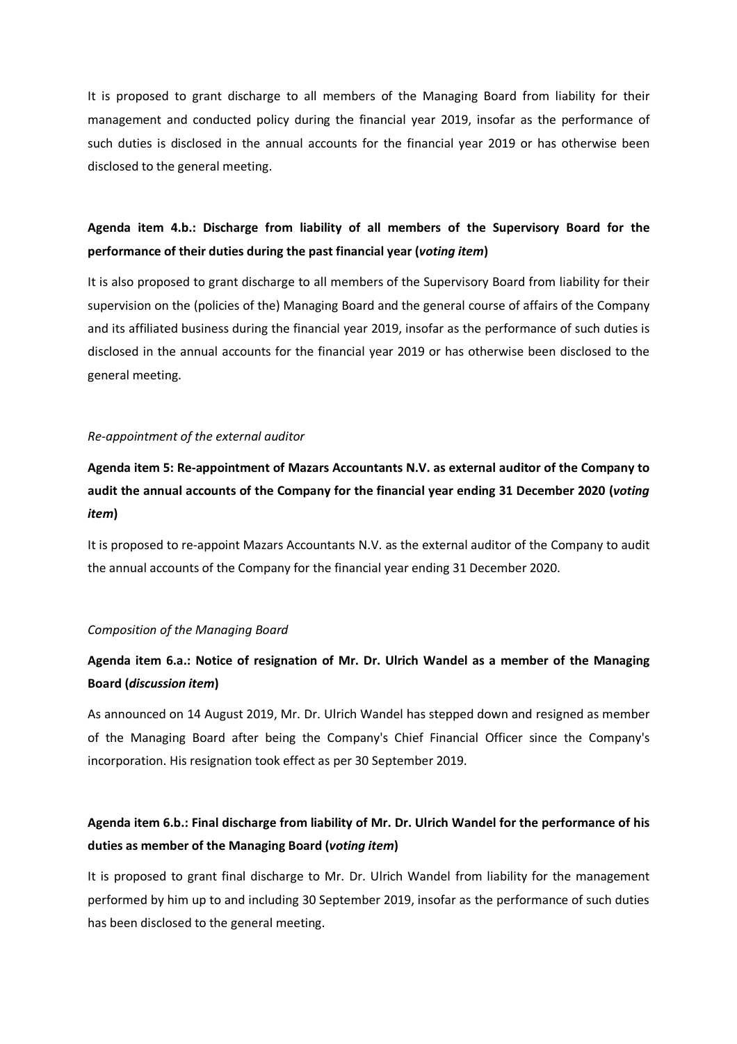It is proposed to grant discharge to all members of the Managing Board from liability for their management and conducted policy during the financial year 2019, insofar as the performance of such duties is disclosed in the annual accounts for the financial year 2019 or has otherwise been disclosed to the general meeting.

**Agenda item 4.b.: Discharge from liability of all members of the Supervisory Board for the performance of their duties during the past financial year (*voting item*)**

It is also proposed to grant discharge to all members of the Supervisory Board from liability for their supervision on the (policies of the) Managing Board and the general course of affairs of the Company and its affiliated business during the financial year 2019, insofar as the performance of such duties is disclosed in the annual accounts for the financial year 2019 or has otherwise been disclosed to the general meeting.

*Re-appointment of the external auditor*

**Agenda item 5: Re-appointment of Mazars Accountants N.V. as external auditor of the Company to audit the annual accounts of the Company for the financial year ending 31 December 2020 (*voting item*)**

It is proposed to re-appoint Mazars Accountants N.V. as the external auditor of the Company to audit the annual accounts of the Company for the financial year ending 31 December 2020.

*Composition of the Managing Board*

**Agenda item 6.a.: Notice of resignation of Mr. Dr. Ulrich Wandel as a member of the Managing Board (*discussion item*)**

As announced on 14 August 2019, Mr. Dr. Ulrich Wandel has stepped down and resigned as member of the Managing Board after being the Company's Chief Financial Officer since the Company's incorporation. His resignation took effect as per 30 September 2019.

**Agenda item 6.b.: Final discharge from liability of Mr. Dr. Ulrich Wandel for the performance of his duties as member of the Managing Board (*voting item*)**

It is proposed to grant final discharge to Mr. Dr. Ulrich Wandel from liability for the management performed by him up to and including 30 September 2019, insofar as the performance of such duties has been disclosed to the general meeting.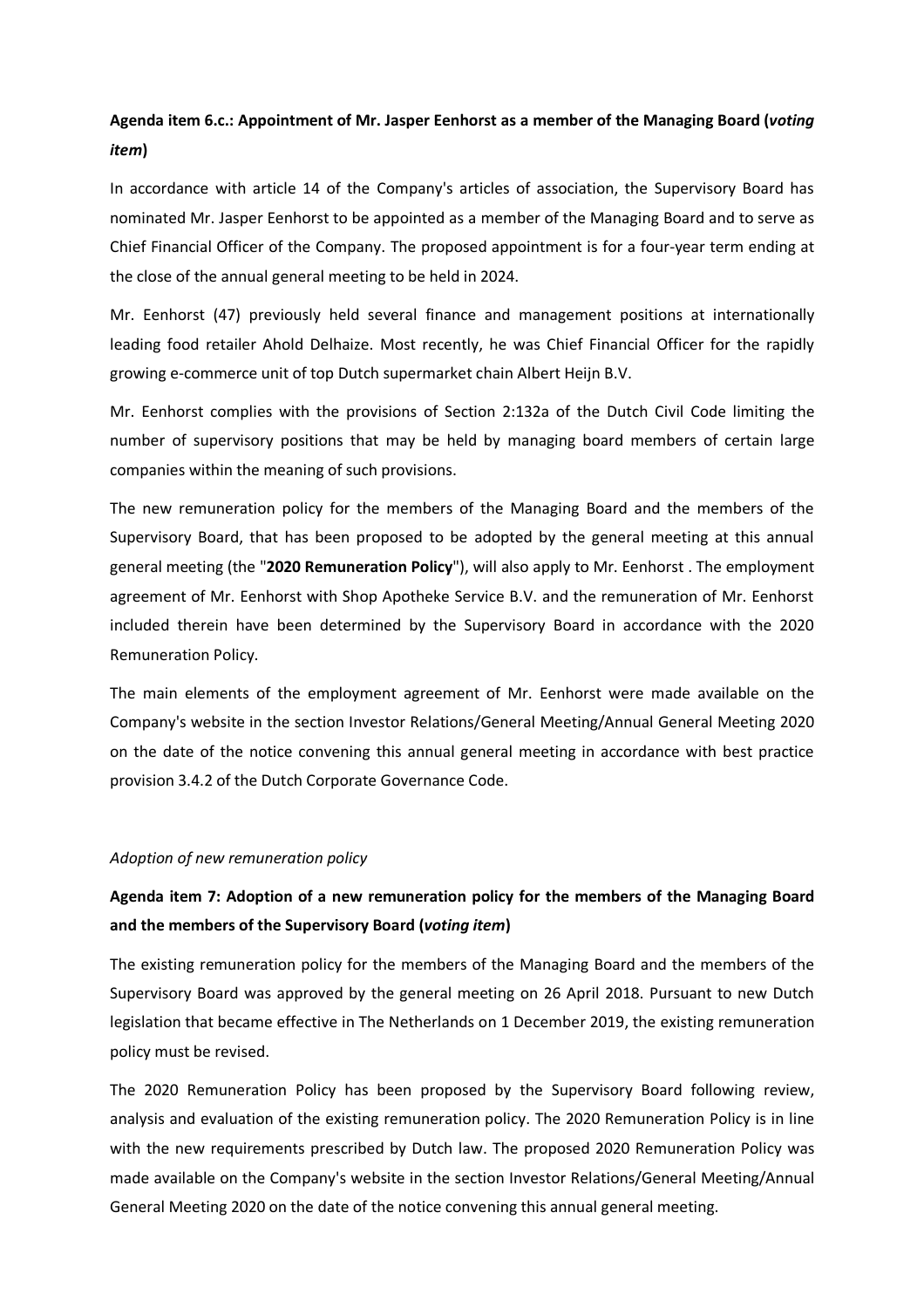**Agenda item 6.c.: Appointment of Mr. Jasper Eenhorst as a member of the Managing Board (*voting item*)**

In accordance with article 14 of the Company's articles of association, the Supervisory Board has nominated Mr. Jasper Eenhorst to be appointed as a member of the Managing Board and to serve as Chief Financial Officer of the Company. The proposed appointment is for a four-year term ending at the close of the annual general meeting to be held in 2024.

Mr. Eenhorst (47) previously held several finance and management positions at internationally leading food retailer Ahold Delhaize. Most recently, he was Chief Financial Officer for the rapidly growing e-commerce unit of top Dutch supermarket chain Albert Heijn B.V.

Mr. Eenhorst complies with the provisions of Section 2:132a of the Dutch Civil Code limiting the number of supervisory positions that may be held by managing board members of certain large companies within the meaning of such provisions.

The new remuneration policy for the members of the Managing Board and the members of the Supervisory Board, that has been proposed to be adopted by the general meeting at this annual general meeting (the "**2020 Remuneration Policy**"), will also apply to Mr. Eenhorst . The employment agreement of Mr. Eenhorst with Shop Apotheke Service B.V. and the remuneration of Mr. Eenhorst included therein have been determined by the Supervisory Board in accordance with the 2020 Remuneration Policy.

The main elements of the employment agreement of Mr. Eenhorst were made available on the Company's website in the section Investor Relations/General Meeting/Annual General Meeting 2020 on the date of the notice convening this annual general meeting in accordance with best practice provision 3.4.2 of the Dutch Corporate Governance Code.

*Adoption of new remuneration policy*

**Agenda item 7: Adoption of a new remuneration policy for the members of the Managing Board and the members of the Supervisory Board (*voting item*)**

The existing remuneration policy for the members of the Managing Board and the members of the Supervisory Board was approved by the general meeting on 26 April 2018. Pursuant to new Dutch legislation that became effective in The Netherlands on 1 December 2019, the existing remuneration policy must be revised.

The 2020 Remuneration Policy has been proposed by the Supervisory Board following review, analysis and evaluation of the existing remuneration policy. The 2020 Remuneration Policy is in line with the new requirements prescribed by Dutch law. The proposed 2020 Remuneration Policy was made available on the Company's website in the section Investor Relations/General Meeting/Annual General Meeting 2020 on the date of the notice convening this annual general meeting.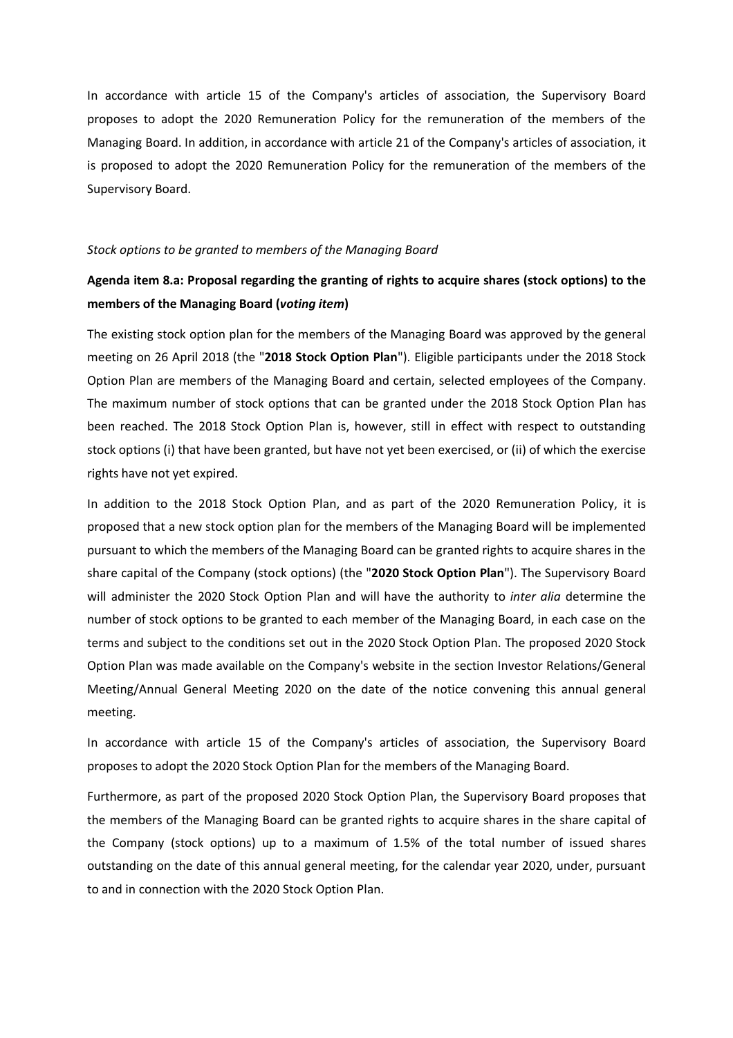In accordance with article 15 of the Company's articles of association, the Supervisory Board proposes to adopt the 2020 Remuneration Policy for the remuneration of the members of the Managing Board. In addition, in accordance with article 21 of the Company's articles of association, it is proposed to adopt the 2020 Remuneration Policy for the remuneration of the members of the Supervisory Board.

*Stock options to be granted to members of the Managing Board*

**Agenda item 8.a: Proposal regarding the granting of rights to acquire shares (stock options) to the members of the Managing Board (*voting item*)**

The existing stock option plan for the members of the Managing Board was approved by the general meeting on 26 April 2018 (the "**2018 Stock Option Plan**"). Eligible participants under the 2018 Stock Option Plan are members of the Managing Board and certain, selected employees of the Company. The maximum number of stock options that can be granted under the 2018 Stock Option Plan has been reached. The 2018 Stock Option Plan is, however, still in effect with respect to outstanding stock options (i) that have been granted, but have not yet been exercised, or (ii) of which the exercise rights have not yet expired.

In addition to the 2018 Stock Option Plan, and as part of the 2020 Remuneration Policy, it is proposed that a new stock option plan for the members of the Managing Board will be implemented pursuant to which the members of the Managing Board can be granted rights to acquire shares in the share capital of the Company (stock options) (the "**2020 Stock Option Plan**"). The Supervisory Board will administer the 2020 Stock Option Plan and will have the authority to *inter alia* determine the number of stock options to be granted to each member of the Managing Board, in each case on the terms and subject to the conditions set out in the 2020 Stock Option Plan. The proposed 2020 Stock Option Plan was made available on the Company's website in the section Investor Relations/General Meeting/Annual General Meeting 2020 on the date of the notice convening this annual general meeting.

In accordance with article 15 of the Company's articles of association, the Supervisory Board proposes to adopt the 2020 Stock Option Plan for the members of the Managing Board.

Furthermore, as part of the proposed 2020 Stock Option Plan, the Supervisory Board proposes that the members of the Managing Board can be granted rights to acquire shares in the share capital of the Company (stock options) up to a maximum of 1.5% of the total number of issued shares outstanding on the date of this annual general meeting, for the calendar year 2020, under, pursuant to and in connection with the 2020 Stock Option Plan.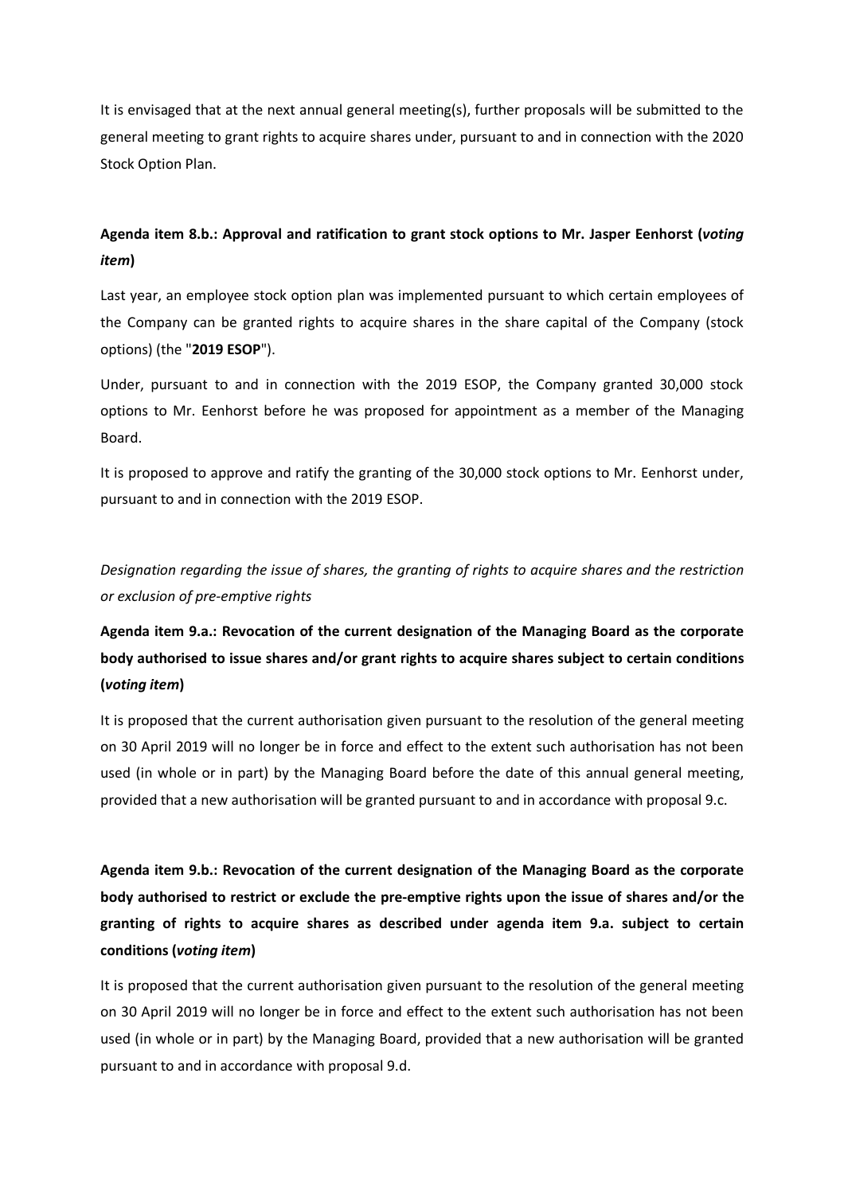It is envisaged that at the next annual general meeting(s), further proposals will be submitted to the general meeting to grant rights to acquire shares under, pursuant to and in connection with the 2020 Stock Option Plan.

**Agenda item 8.b.: Approval and ratification to grant stock options to Mr. Jasper Eenhorst (*voting item*)**

Last year, an employee stock option plan was implemented pursuant to which certain employees of the Company can be granted rights to acquire shares in the share capital of the Company (stock options) (the "**2019 ESOP**").

Under, pursuant to and in connection with the 2019 ESOP, the Company granted 30,000 stock options to Mr. Eenhorst before he was proposed for appointment as a member of the Managing Board.

It is proposed to approve and ratify the granting of the 30,000 stock options to Mr. Eenhorst under, pursuant to and in connection with the 2019 ESOP.

*Designation regarding the issue of shares, the granting of rights to acquire shares and the restriction or exclusion of pre-emptive rights*

**Agenda item 9.a.: Revocation of the current designation of the Managing Board as the corporate body authorised to issue shares and/or grant rights to acquire shares subject to certain conditions (*voting item*)**

It is proposed that the current authorisation given pursuant to the resolution of the general meeting on 30 April 2019 will no longer be in force and effect to the extent such authorisation has not been used (in whole or in part) by the Managing Board before the date of this annual general meeting, provided that a new authorisation will be granted pursuant to and in accordance with proposal 9.c.

**Agenda item 9.b.: Revocation of the current designation of the Managing Board as the corporate body authorised to restrict or exclude the pre-emptive rights upon the issue of shares and/or the granting of rights to acquire shares as described under agenda item 9.a. subject to certain conditions (*voting item*)**

It is proposed that the current authorisation given pursuant to the resolution of the general meeting on 30 April 2019 will no longer be in force and effect to the extent such authorisation has not been used (in whole or in part) by the Managing Board, provided that a new authorisation will be granted pursuant to and in accordance with proposal 9.d.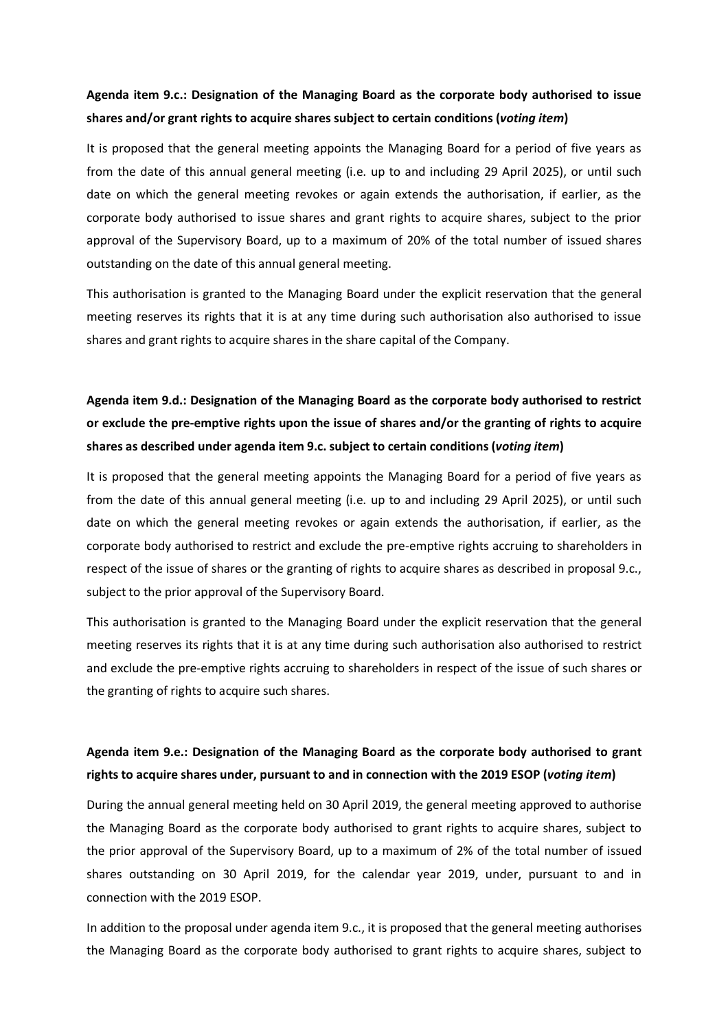**Agenda item 9.c.: Designation of the Managing Board as the corporate body authorised to issue shares and/or grant rights to acquire shares subject to certain conditions (*voting item*)**

It is proposed that the general meeting appoints the Managing Board for a period of five years as from the date of this annual general meeting (i.e. up to and including 29 April 2025), or until such date on which the general meeting revokes or again extends the authorisation, if earlier, as the corporate body authorised to issue shares and grant rights to acquire shares, subject to the prior approval of the Supervisory Board, up to a maximum of 20% of the total number of issued shares outstanding on the date of this annual general meeting.

This authorisation is granted to the Managing Board under the explicit reservation that the general meeting reserves its rights that it is at any time during such authorisation also authorised to issue shares and grant rights to acquire shares in the share capital of the Company.

**Agenda item 9.d.: Designation of the Managing Board as the corporate body authorised to restrict or exclude the pre-emptive rights upon the issue of shares and/or the granting of rights to acquire shares as described under agenda item 9.c. subject to certain conditions (*voting item*)**

It is proposed that the general meeting appoints the Managing Board for a period of five years as from the date of this annual general meeting (i.e. up to and including 29 April 2025), or until such date on which the general meeting revokes or again extends the authorisation, if earlier, as the corporate body authorised to restrict and exclude the pre-emptive rights accruing to shareholders in respect of the issue of shares or the granting of rights to acquire shares as described in proposal 9.c., subject to the prior approval of the Supervisory Board.

This authorisation is granted to the Managing Board under the explicit reservation that the general meeting reserves its rights that it is at any time during such authorisation also authorised to restrict and exclude the pre-emptive rights accruing to shareholders in respect of the issue of such shares or the granting of rights to acquire such shares.

**Agenda item 9.e.: Designation of the Managing Board as the corporate body authorised to grant rights to acquire shares under, pursuant to and in connection with the 2019 ESOP (*voting item*)**

During the annual general meeting held on 30 April 2019, the general meeting approved to authorise the Managing Board as the corporate body authorised to grant rights to acquire shares, subject to the prior approval of the Supervisory Board, up to a maximum of 2% of the total number of issued shares outstanding on 30 April 2019, for the calendar year 2019, under, pursuant to and in connection with the 2019 ESOP.

In addition to the proposal under agenda item 9.c., it is proposed that the general meeting authorises the Managing Board as the corporate body authorised to grant rights to acquire shares, subject to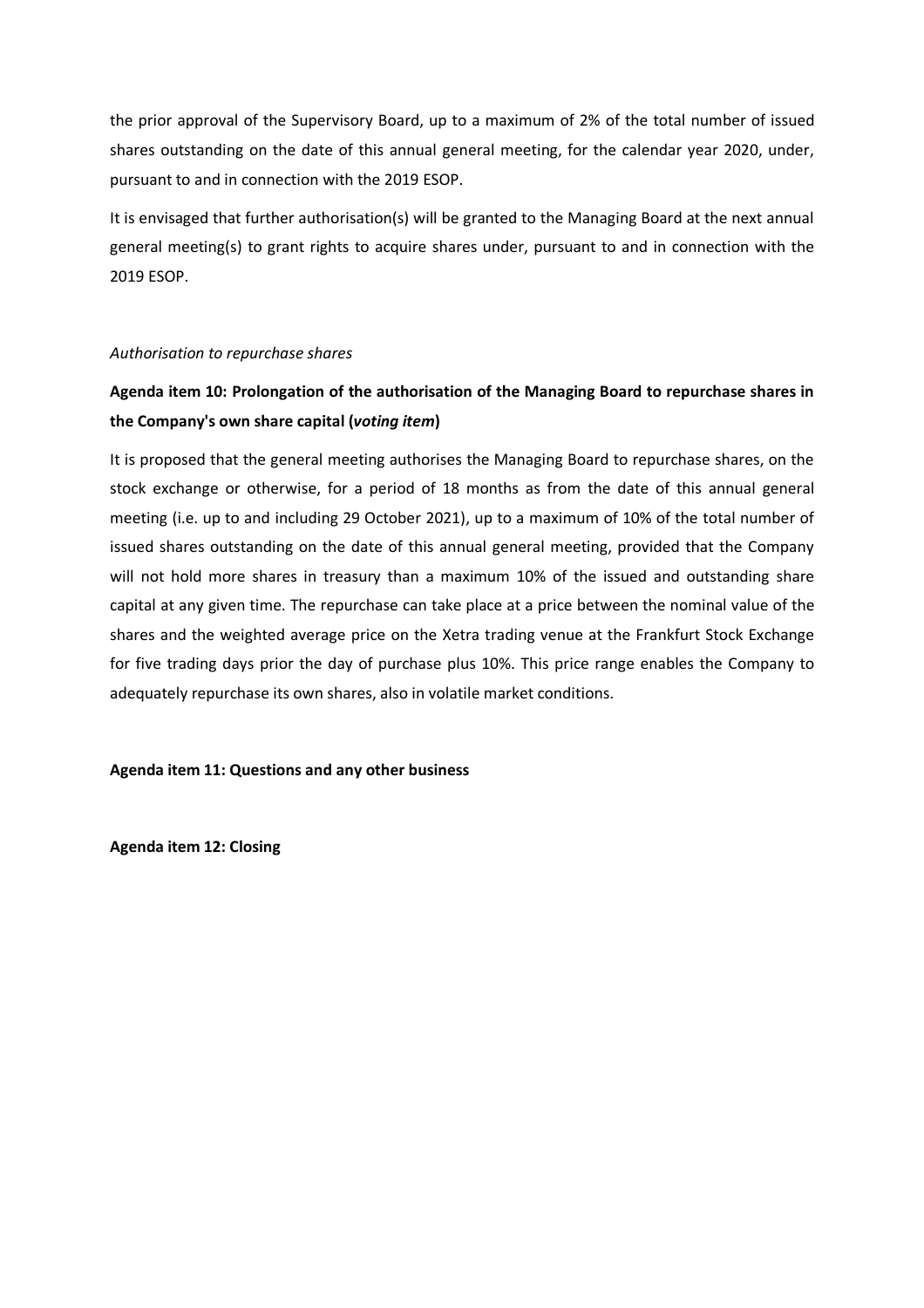the prior approval of the Supervisory Board, up to a maximum of 2% of the total number of issued shares outstanding on the date of this annual general meeting, for the calendar year 2020, under, pursuant to and in connection with the 2019 ESOP.

It is envisaged that further authorisation(s) will be granted to the Managing Board at the next annual general meeting(s) to grant rights to acquire shares under, pursuant to and in connection with the 2019 ESOP.

*Authorisation to repurchase shares*

**Agenda item 10: Prolongation of the authorisation of the Managing Board to repurchase shares in the Company's own share capital (*voting item*)**

It is proposed that the general meeting authorises the Managing Board to repurchase shares, on the stock exchange or otherwise, for a period of 18 months as from the date of this annual general meeting (i.e. up to and including 29 October 2021), up to a maximum of 10% of the total number of issued shares outstanding on the date of this annual general meeting, provided that the Company will not hold more shares in treasury than a maximum 10% of the issued and outstanding share capital at any given time. The repurchase can take place at a price between the nominal value of the shares and the weighted average price on the Xetra trading venue at the Frankfurt Stock Exchange for five trading days prior the day of purchase plus 10%. This price range enables the Company to adequately repurchase its own shares, also in volatile market conditions.

**Agenda item 11: Questions and any other business**

**Agenda item 12: Closing**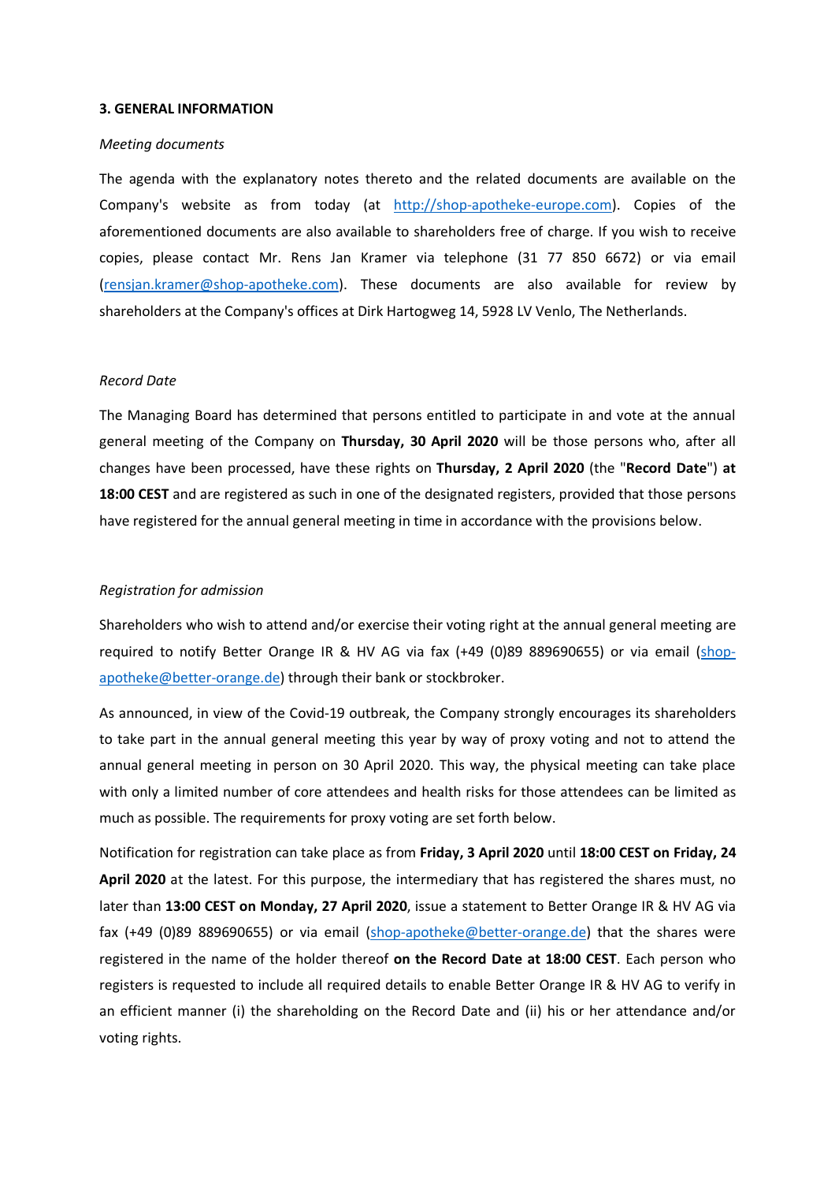### 3. GENERAL INFORMATION

*Meeting documents*

The agenda with the explanatory notes thereto and the related documents are available on the Company's website as from today (at http://shop-apotheke-europe.com). Copies of the aforementioned documents are also available to shareholders free of charge. If you wish to receive copies, please contact Mr. Rens Jan Kramer via telephone (31 77 850 6672) or via email (rensjan.kramer@shop-apotheke.com). These documents are also available for review by shareholders at the Company's offices at Dirk Hartogweg 14, 5928 LV Venlo, The Netherlands.

*Record Date*

The Managing Board has determined that persons entitled to participate in and vote at the annual general meeting of the Company on **Thursday, 30 April 2020** will be those persons who, after all changes have been processed, have these rights on **Thursday, 2 April 2020** (the "**Record Date**") **at 18:00 CEST** and are registered as such in one of the designated registers, provided that those persons have registered for the annual general meeting in time in accordance with the provisions below.

*Registration for admission*

Shareholders who wish to attend and/or exercise their voting right at the annual general meeting are required to notify Better Orange IR & HV AG via fax (+49 (0)89 889690655) or via email (shop-apotheke@better-orange.de) through their bank or stockbroker.

As announced, in view of the Covid-19 outbreak, the Company strongly encourages its shareholders to take part in the annual general meeting this year by way of proxy voting and not to attend the annual general meeting in person on 30 April 2020. This way, the physical meeting can take place with only a limited number of core attendees and health risks for those attendees can be limited as much as possible. The requirements for proxy voting are set forth below.

Notification for registration can take place as from **Friday, 3 April 2020** until **18:00 CEST on Friday, 24 April 2020** at the latest. For this purpose, the intermediary that has registered the shares must, no later than **13:00 CEST on Monday, 27 April 2020**, issue a statement to Better Orange IR & HV AG via fax (+49 (0)89 889690655) or via email (shop-apotheke@better-orange.de) that the shares were registered in the name of the holder thereof **on the Record Date at 18:00 CEST**. Each person who registers is requested to include all required details to enable Better Orange IR & HV AG to verify in an efficient manner (i) the shareholding on the Record Date and (ii) his or her attendance and/or voting rights.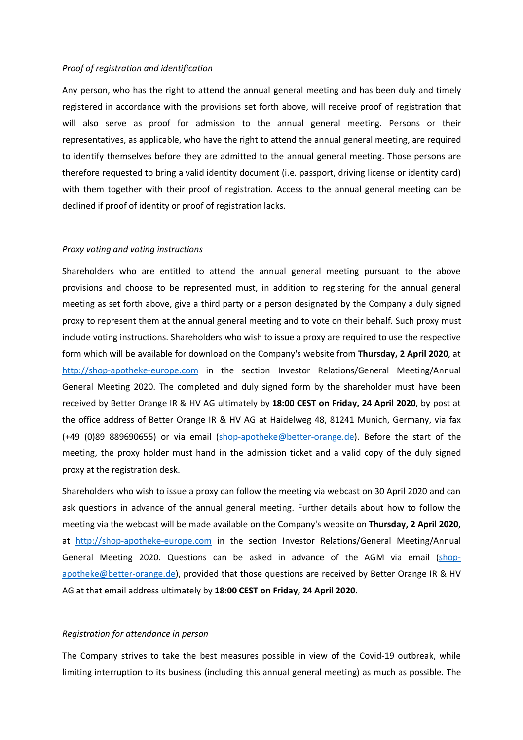*Proof of registration and identification*

Any person, who has the right to attend the annual general meeting and has been duly and timely registered in accordance with the provisions set forth above, will receive proof of registration that will also serve as proof for admission to the annual general meeting. Persons or their representatives, as applicable, who have the right to attend the annual general meeting, are required to identify themselves before they are admitted to the annual general meeting. Those persons are therefore requested to bring a valid identity document (i.e. passport, driving license or identity card) with them together with their proof of registration. Access to the annual general meeting can be declined if proof of identity or proof of registration lacks.

*Proxy voting and voting instructions*

Shareholders who are entitled to attend the annual general meeting pursuant to the above provisions and choose to be represented must, in addition to registering for the annual general meeting as set forth above, give a third party or a person designated by the Company a duly signed proxy to represent them at the annual general meeting and to vote on their behalf. Such proxy must include voting instructions. Shareholders who wish to issue a proxy are required to use the respective form which will be available for download on the Company's website from **Thursday, 2 April 2020**, at [http://shop-apotheke-europe.com](http://shop-apotheke-europe.com) in the section Investor Relations/General Meeting/Annual General Meeting 2020. The completed and duly signed form by the shareholder must have been received by Better Orange IR & HV AG ultimately by **18:00 CEST on Friday, 24 April 2020**, by post at the office address of Better Orange IR & HV AG at Haidelweg 48, 81241 Munich, Germany, via fax (+49 (0)89 889690655) or via email ([shop-apotheke@better-orange.de](mailto:shop-apotheke@better-orange.de)). Before the start of the meeting, the proxy holder must hand in the admission ticket and a valid copy of the duly signed proxy at the registration desk.

Shareholders who wish to issue a proxy can follow the meeting via webcast on 30 April 2020 and can ask questions in advance of the annual general meeting. Further details about how to follow the meeting via the webcast will be made available on the Company's website on **Thursday, 2 April 2020**, at [http://shop-apotheke-europe.com](http://shop-apotheke-europe.com) in the section Investor Relations/General Meeting/Annual General Meeting 2020. Questions can be asked in advance of the AGM via email ([shop-apotheke@better-orange.de](mailto:shop-apotheke@better-orange.de)), provided that those questions are received by Better Orange IR & HV AG at that email address ultimately by **18:00 CEST on Friday, 24 April 2020**.

*Registration for attendance in person*

The Company strives to take the best measures possible in view of the Covid-19 outbreak, while limiting interruption to its business (including this annual general meeting) as much as possible. The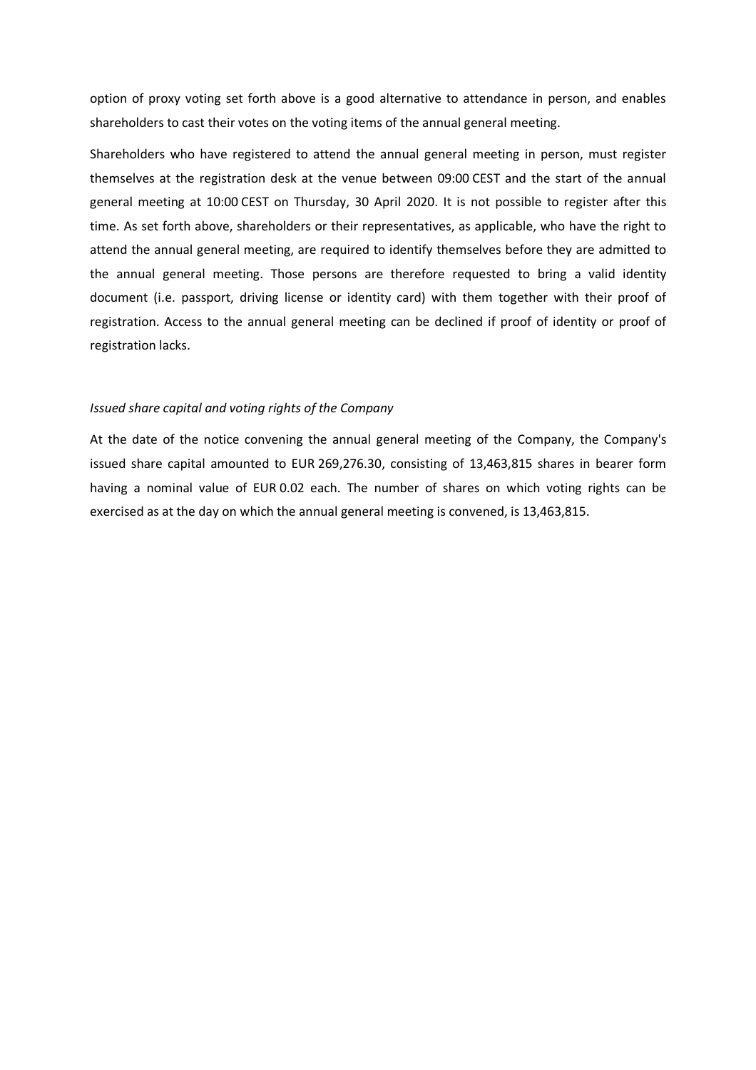option of proxy voting set forth above is a good alternative to attendance in person, and enables shareholders to cast their votes on the voting items of the annual general meeting.

Shareholders who have registered to attend the annual general meeting in person, must register themselves at the registration desk at the venue between 09:00 CEST and the start of the annual general meeting at 10:00 CEST on Thursday, 30 April 2020. It is not possible to register after this time. As set forth above, shareholders or their representatives, as applicable, who have the right to attend the annual general meeting, are required to identify themselves before they are admitted to the annual general meeting. Those persons are therefore requested to bring a valid identity document (i.e. passport, driving license or identity card) with them together with their proof of registration. Access to the annual general meeting can be declined if proof of identity or proof of registration lacks.

*Issued share capital and voting rights of the Company*

At the date of the notice convening the annual general meeting of the Company, the Company's issued share capital amounted to EUR 269,276.30, consisting of 13,463,815 shares in bearer form having a nominal value of EUR 0.02 each. The number of shares on which voting rights can be exercised as at the day on which the annual general meeting is convened, is 13,463,815.